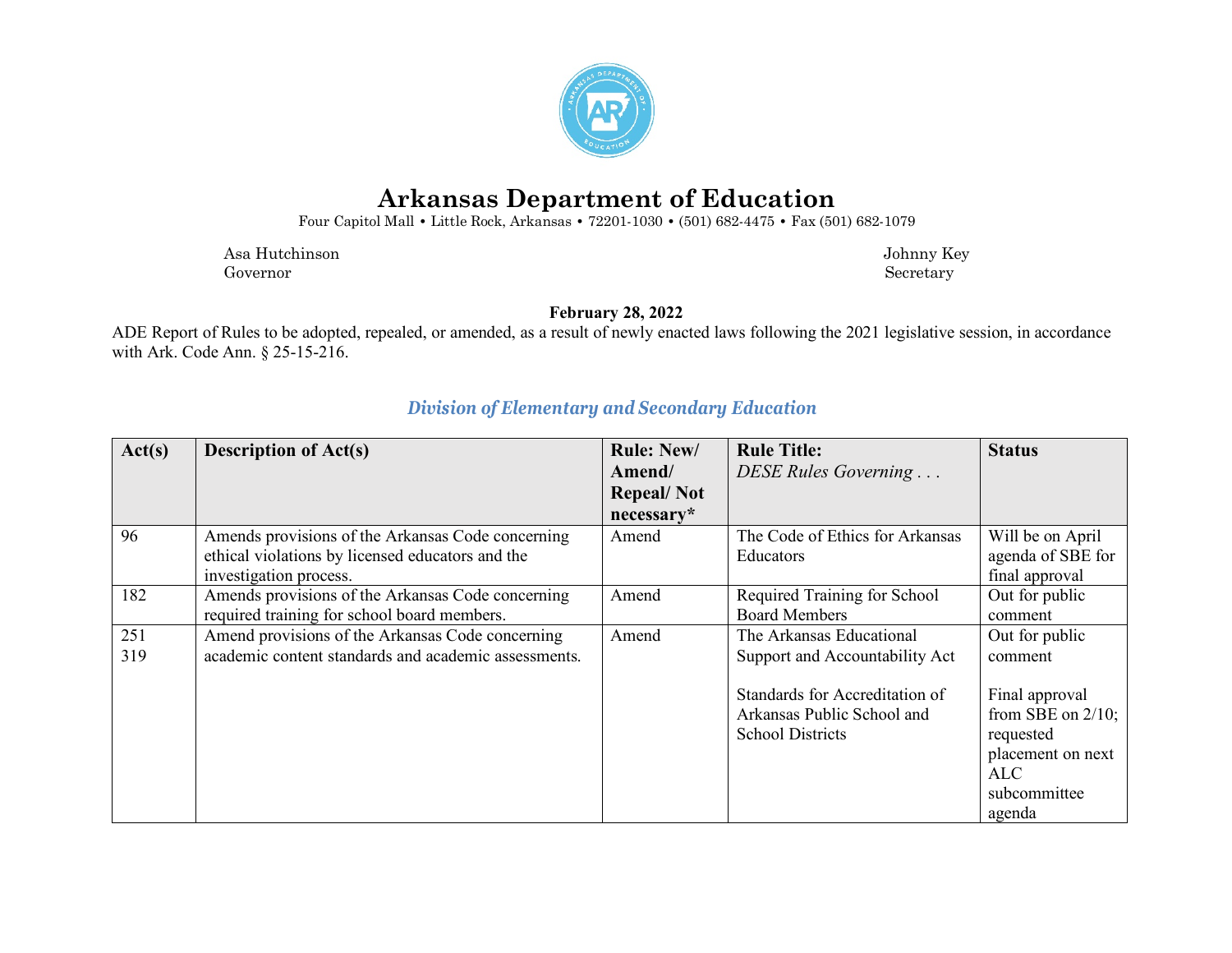# Arkansas Department of Education

Four Capitol Mall • Little Rock, Arkansas • 72201-1030 • (501) 682-4475 • Fax (501) 682-1079

Asa Hutchinson
Governor

Johnny Key
Secretary

**February 28, 2022**

ADE Report of Rules to be adopted, repealed, or amended, as a result of newly enacted laws following the 2021 legislative session, in accordance with Ark. Code Ann. § 25-15-216.

## *Division of Elementary and Secondary Education*

| Act(s) | Description of Act(s) | Rule: New/ Amend/ Repeal/ Not necessary* | Rule Title: *DESE Rules Governing . . .* | Status |
|---|---|---|---|---|
| 96 | Amends provisions of the Arkansas Code concerning ethical violations by licensed educators and the investigation process. | Amend | The Code of Ethics for Arkansas Educators | Will be on April agenda of SBE for final approval |
| 182 | Amends provisions of the Arkansas Code concerning required training for school board members. | Amend | Required Training for School Board Members | Out for public comment |
| 251<br>319 | Amend provisions of the Arkansas Code concerning academic content standards and academic assessments. | Amend | The Arkansas Educational Support and Accountability Act<br><br>Standards for Accreditation of Arkansas Public School and School Districts | Out for public comment<br><br>Final approval from SBE on 2/10; requested placement on next ALC subcommittee agenda |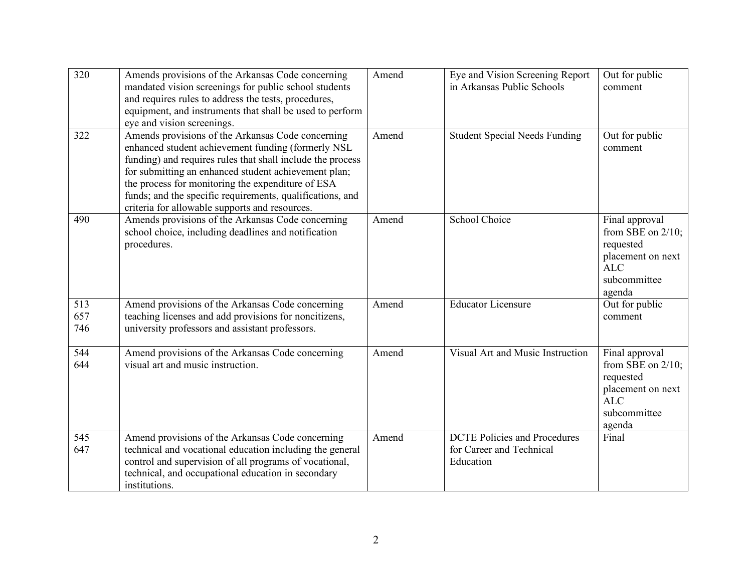| | | | | |
|---|---|---|---|---|
| 320 | Amends provisions of the Arkansas Code concerning mandated vision screenings for public school students and requires rules to address the tests, procedures, equipment, and instruments that shall be used to perform eye and vision screenings. | Amend | Eye and Vision Screening Report in Arkansas Public Schools | Out for public comment |
| 322 | Amends provisions of the Arkansas Code concerning enhanced student achievement funding (formerly NSL funding) and requires rules that shall include the process for submitting an enhanced student achievement plan; the process for monitoring the expenditure of ESA funds; and the specific requirements, qualifications, and criteria for allowable supports and resources. | Amend | Student Special Needs Funding | Out for public comment |
| 490 | Amends provisions of the Arkansas Code concerning school choice, including deadlines and notification procedures. | Amend | School Choice | Final approval from SBE on 2/10; requested placement on next ALC subcommittee agenda |
| 513<br>657<br>746 | Amend provisions of the Arkansas Code concerning teaching licenses and add provisions for noncitizens, university professors and assistant professors. | Amend | Educator Licensure | Out for public comment |
| 544<br>644 | Amend provisions of the Arkansas Code concerning visual art and music instruction. | Amend | Visual Art and Music Instruction | Final approval from SBE on 2/10; requested placement on next ALC subcommittee agenda |
| 545<br>647 | Amend provisions of the Arkansas Code concerning technical and vocational education including the general control and supervision of all programs of vocational, technical, and occupational education in secondary institutions. | Amend | DCTE Policies and Procedures for Career and Technical Education | Final |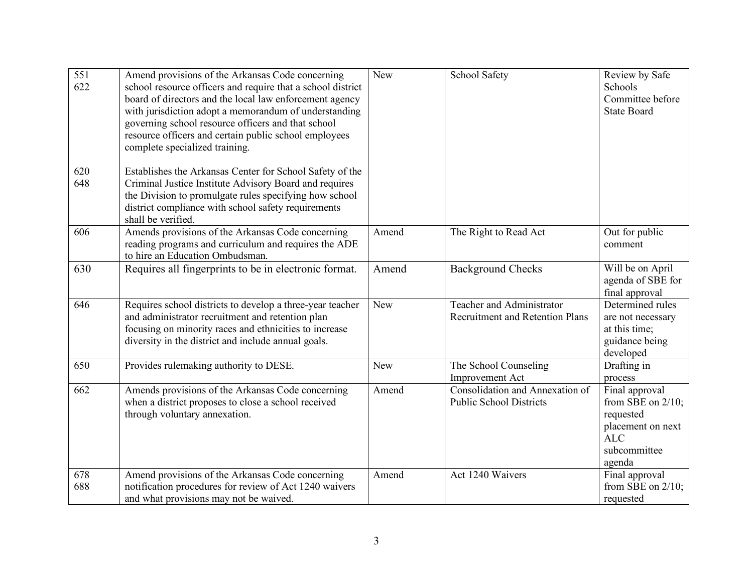| 551<br>622<br><br><br><br><br><br>620<br>648 | Amend provisions of the Arkansas Code concerning school resource officers and require that a school district board of directors and the local law enforcement agency with jurisdiction adopt a memorandum of understanding governing school resource officers and that school resource officers and certain public school employees complete specialized training.<br><br>Establishes the Arkansas Center for School Safety of the Criminal Justice Institute Advisory Board and requires the Division to promulgate rules specifying how school district compliance with school safety requirements shall be verified. | New | School Safety | Review by Safe Schools Committee before State Board |
|---|---|---|---|---|
| 606 | Amends provisions of the Arkansas Code concerning reading programs and curriculum and requires the ADE to hire an Education Ombudsman. | Amend | The Right to Read Act | Out for public comment |
| 630 | Requires all fingerprints to be in electronic format. | Amend | Background Checks | Will be on April agenda of SBE for final approval |
| 646 | Requires school districts to develop a three-year teacher and administrator recruitment and retention plan focusing on minority races and ethnicities to increase diversity in the district and include annual goals. | New | Teacher and Administrator Recruitment and Retention Plans | Determined rules are not necessary at this time; guidance being developed |
| 650 | Provides rulemaking authority to DESE. | New | The School Counseling Improvement Act | Drafting in process |
| 662 | Amends provisions of the Arkansas Code concerning when a district proposes to close a school received through voluntary annexation. | Amend | Consolidation and Annexation of Public School Districts | Final approval from SBE on 2/10; requested placement on next ALC subcommittee agenda |
| 678<br>688 | Amend provisions of the Arkansas Code concerning notification procedures for review of Act 1240 waivers and what provisions may not be waived. | Amend | Act 1240 Waivers | Final approval from SBE on 2/10; requested |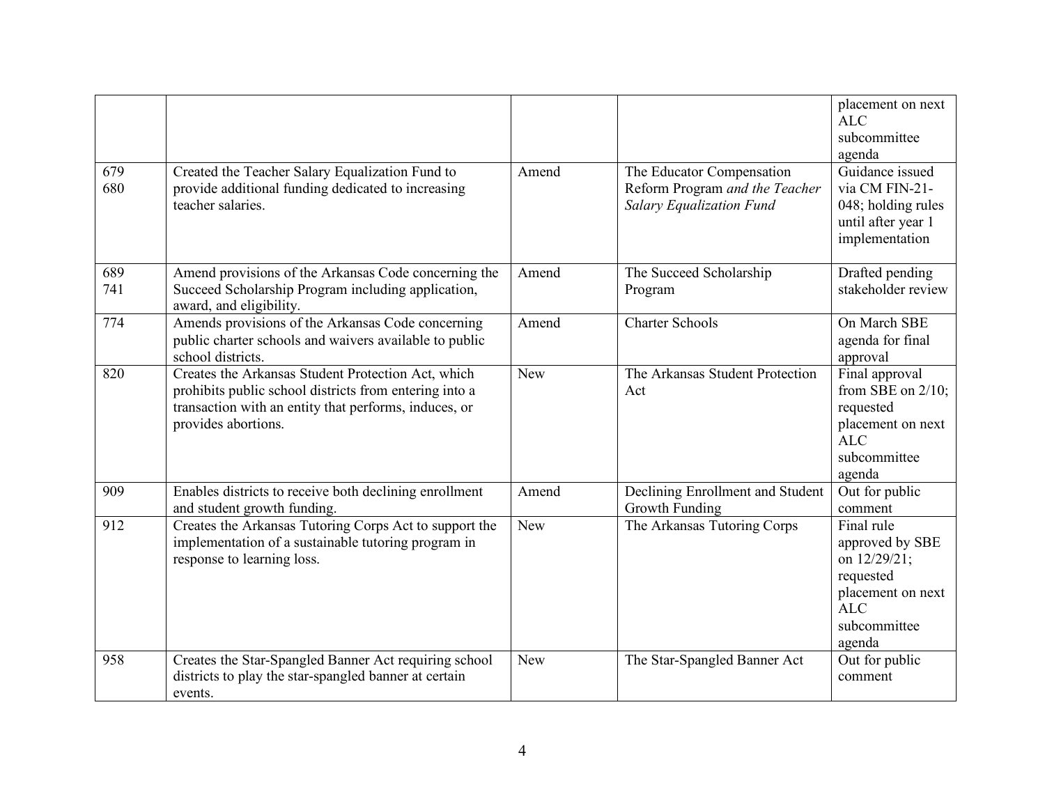| | | | | placement on next ALC subcommittee agenda |
|---|---|---|---|---|
| 679<br>680 | Created the Teacher Salary Equalization Fund to provide additional funding dedicated to increasing teacher salaries. | Amend | The Educator Compensation Reform Program *and the Teacher Salary Equalization Fund* | Guidance issued via CM FIN-21-048; holding rules until after year 1 implementation |
| 689<br>741 | Amend provisions of the Arkansas Code concerning the Succeed Scholarship Program including application, award, and eligibility. | Amend | The Succeed Scholarship Program | Drafted pending stakeholder review |
| 774 | Amends provisions of the Arkansas Code concerning public charter schools and waivers available to public school districts. | Amend | Charter Schools | On March SBE agenda for final approval |
| 820 | Creates the Arkansas Student Protection Act, which prohibits public school districts from entering into a transaction with an entity that performs, induces, or provides abortions. | New | The Arkansas Student Protection Act | Final approval from SBE on 2/10; requested placement on next ALC subcommittee agenda |
| 909 | Enables districts to receive both declining enrollment and student growth funding. | Amend | Declining Enrollment and Student Growth Funding | Out for public comment |
| 912 | Creates the Arkansas Tutoring Corps Act to support the implementation of a sustainable tutoring program in response to learning loss. | New | The Arkansas Tutoring Corps | Final rule approved by SBE on 12/29/21; requested placement on next ALC subcommittee agenda |
| 958 | Creates the Star-Spangled Banner Act requiring school districts to play the star-spangled banner at certain events. | New | The Star-Spangled Banner Act | Out for public comment |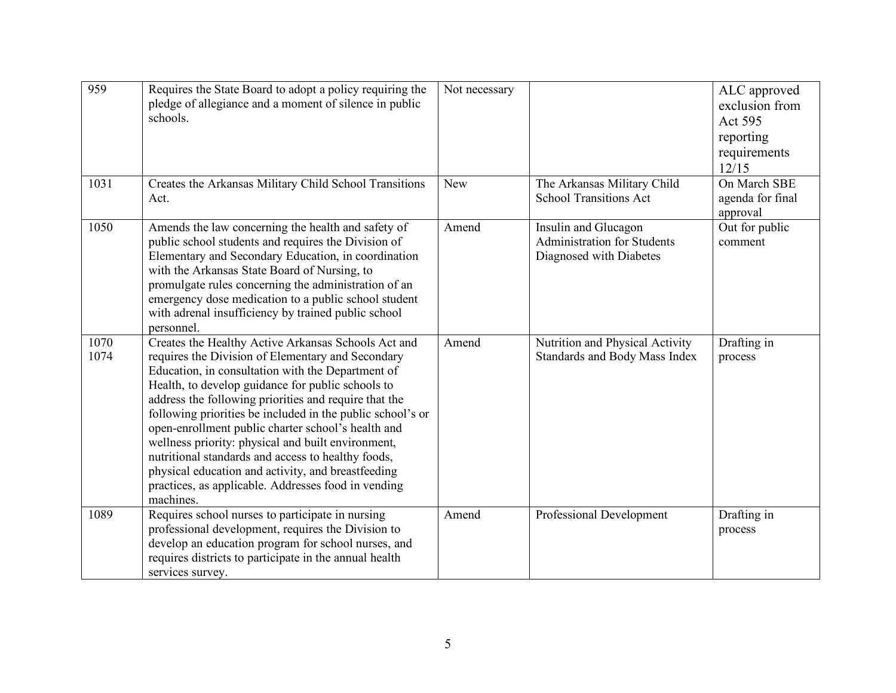| | | | | |
|---|---|---|---|---|
| 959 | Requires the State Board to adopt a policy requiring the pledge of allegiance and a moment of silence in public schools. | Not necessary | | ALC approved exclusion from Act 595 reporting requirements 12/15 |
| 1031 | Creates the Arkansas Military Child School Transitions Act. | New | The Arkansas Military Child School Transitions Act | On March SBE agenda for final approval |
| 1050 | Amends the law concerning the health and safety of public school students and requires the Division of Elementary and Secondary Education, in coordination with the Arkansas State Board of Nursing, to promulgate rules concerning the administration of an emergency dose medication to a public school student with adrenal insufficiency by trained public school personnel. | Amend | Insulin and Glucagon Administration for Students Diagnosed with Diabetes | Out for public comment |
| 1070 1074 | Creates the Healthy Active Arkansas Schools Act and requires the Division of Elementary and Secondary Education, in consultation with the Department of Health, to develop guidance for public schools to address the following priorities and require that the following priorities be included in the public school's or open-enrollment public charter school's health and wellness priority: physical and built environment, nutritional standards and access to healthy foods, physical education and activity, and breastfeeding practices, as applicable. Addresses food in vending machines. | Amend | Nutrition and Physical Activity Standards and Body Mass Index | Drafting in process |
| 1089 | Requires school nurses to participate in nursing professional development, requires the Division to develop an education program for school nurses, and requires districts to participate in the annual health services survey. | Amend | Professional Development | Drafting in process |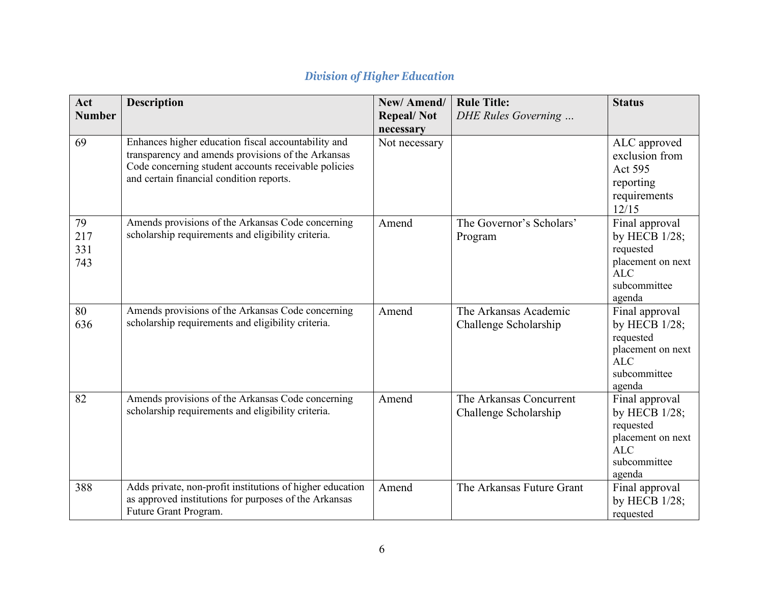## *Division of Higher Education*

| Act Number | Description | New/ Amend/ Repeal/ Not necessary | Rule Title: *DHE Rules Governing …* | Status |
|---|---|---|---|---|
| 69 | Enhances higher education fiscal accountability and transparency and amends provisions of the Arkansas Code concerning student accounts receivable policies and certain financial condition reports. | Not necessary | | ALC approved exclusion from Act 595 reporting requirements 12/15 |
| 79<br>217<br>331<br>743 | Amends provisions of the Arkansas Code concerning scholarship requirements and eligibility criteria. | Amend | The Governor's Scholars' Program | Final approval by HECB 1/28; requested placement on next ALC subcommittee agenda |
| 80<br>636 | Amends provisions of the Arkansas Code concerning scholarship requirements and eligibility criteria. | Amend | The Arkansas Academic Challenge Scholarship | Final approval by HECB 1/28; requested placement on next ALC subcommittee agenda |
| 82 | Amends provisions of the Arkansas Code concerning scholarship requirements and eligibility criteria. | Amend | The Arkansas Concurrent Challenge Scholarship | Final approval by HECB 1/28; requested placement on next ALC subcommittee agenda |
| 388 | Adds private, non-profit institutions of higher education as approved institutions for purposes of the Arkansas Future Grant Program. | Amend | The Arkansas Future Grant | Final approval by HECB 1/28; requested |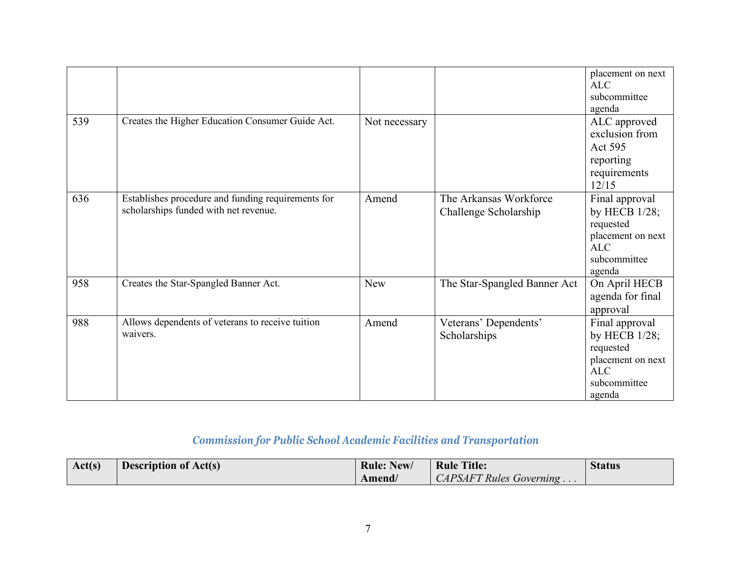| | | | | placement on next ALC subcommittee agenda |
|---|---|---|---|---|
| 539 | Creates the Higher Education Consumer Guide Act. | Not necessary | | ALC approved exclusion from Act 595 reporting requirements 12/15 |
| 636 | Establishes procedure and funding requirements for scholarships funded with net revenue. | Amend | The Arkansas Workforce Challenge Scholarship | Final approval by HECB 1/28; requested placement on next ALC subcommittee agenda |
| 958 | Creates the Star-Spangled Banner Act. | New | The Star-Spangled Banner Act | On April HECB agenda for final approval |
| 988 | Allows dependents of veterans to receive tuition waivers. | Amend | Veterans' Dependents' Scholarships | Final approval by HECB 1/28; requested placement on next ALC subcommittee agenda |

## *Commission for Public School Academic Facilities and Transportation*

| Act(s) | Description of Act(s) | Rule: New/ Amend/ | Rule Title: *CAPSAFT Rules Governing . . .* | Status |
|---|---|---|---|---|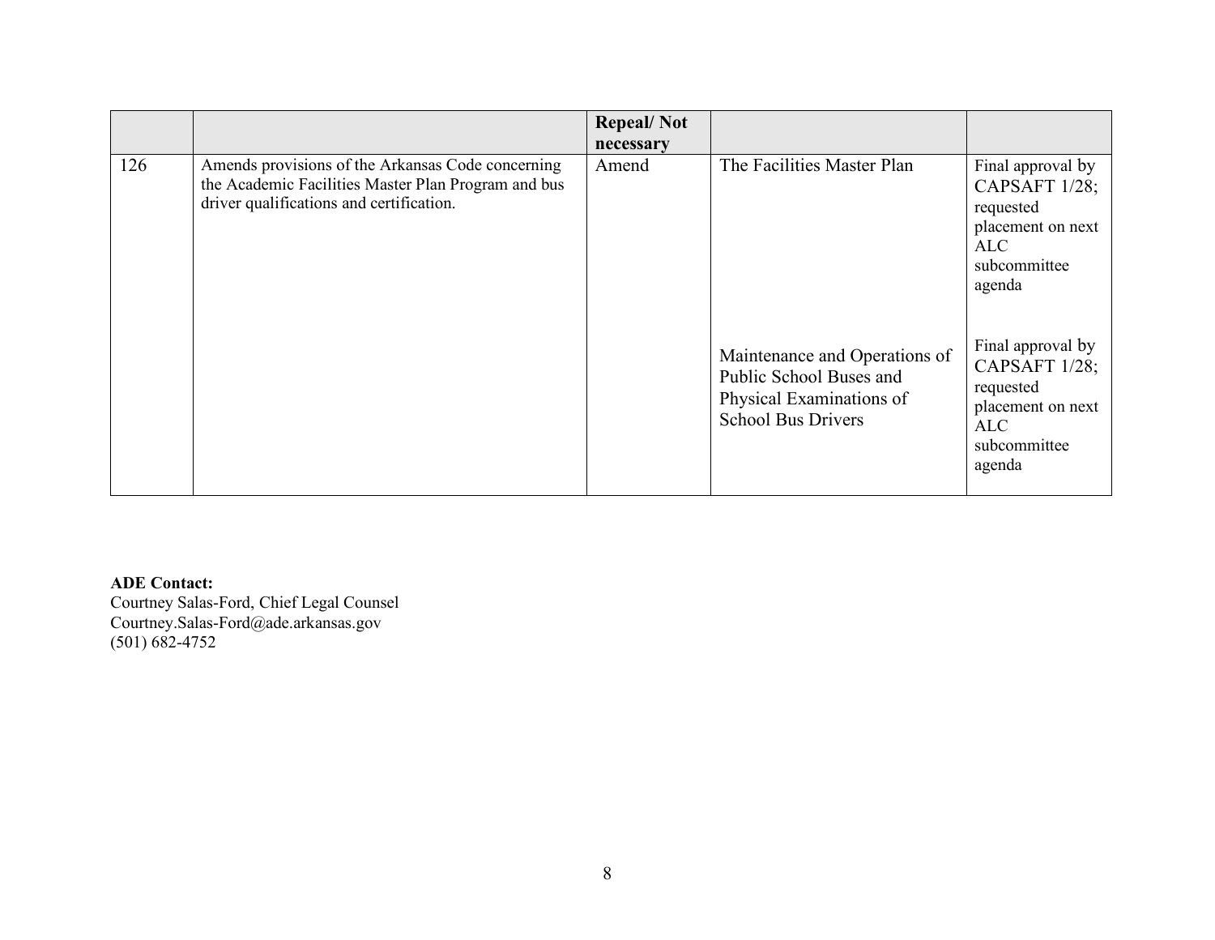| | | Repeal/ Not necessary | | |
|---|---|---|---|---|
| 126 | Amends provisions of the Arkansas Code concerning the Academic Facilities Master Plan Program and bus driver qualifications and certification. | Amend | The Facilities Master Plan | Final approval by CAPSAFT 1/28; requested placement on next ALC subcommittee agenda |
| | | | Maintenance and Operations of Public School Buses and Physical Examinations of School Bus Drivers | Final approval by CAPSAFT 1/28; requested placement on next ALC subcommittee agenda |

**ADE Contact:**
Courtney Salas-Ford, Chief Legal Counsel
Courtney.Salas-Ford@ade.arkansas.gov
(501) 682-4752